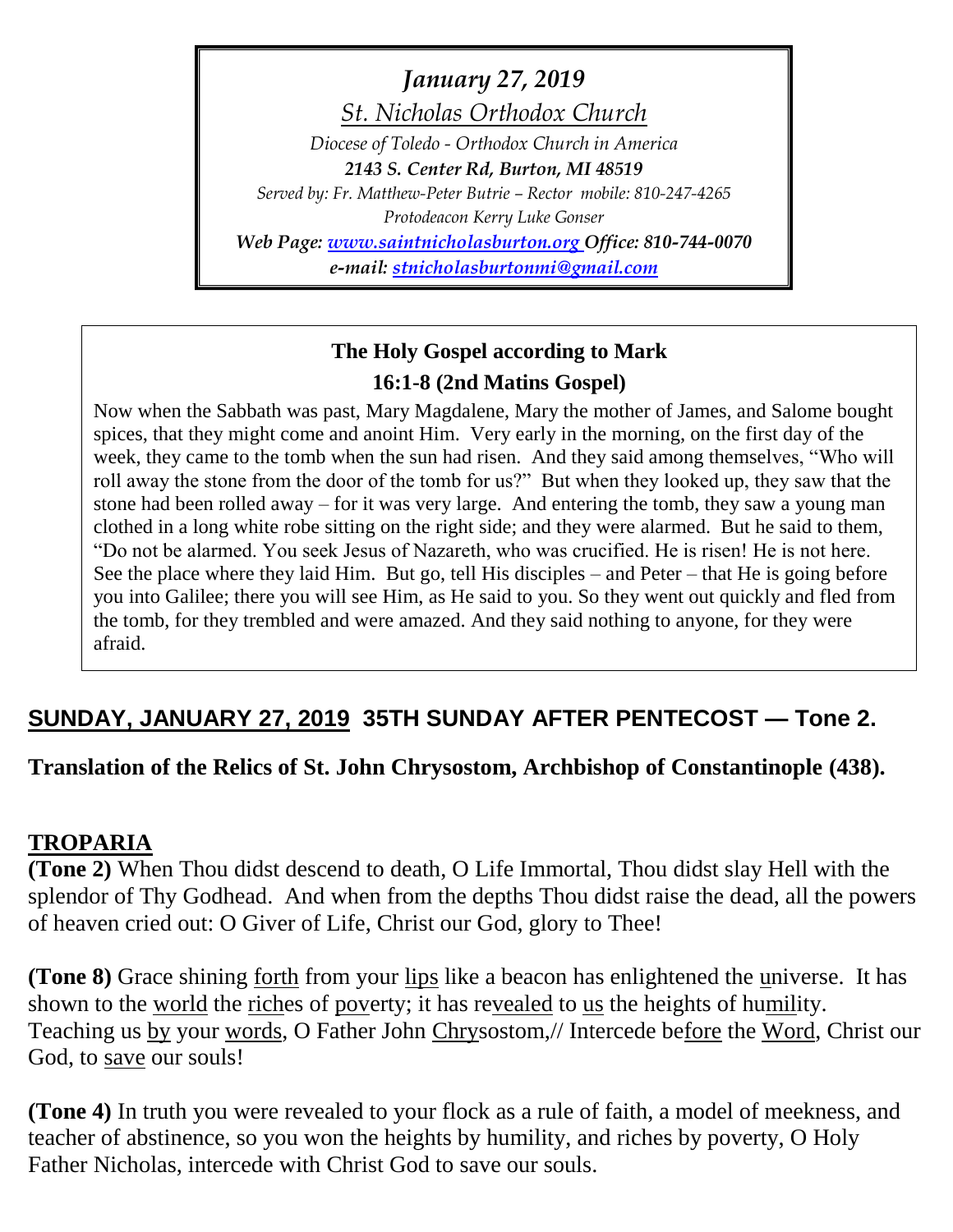*January 27, 2019*

*St. Nicholas Orthodox Church*

*Diocese of Toledo - Orthodox Church in America*

***2143 S. Center Rd, Burton, MI 48519***

*Served by: Fr. Matthew-Peter Butrie – Rector mobile: 810-247-4265*

*Protodeacon Kerry Luke Gonser*

***Web Page: www.saintnicholasburton.org Office: 810-744-0070***

***e-mail: stnicholasburtonmi@gmail.com***

**The Holy Gospel according to Mark**

**16:1-8 (2nd Matins Gospel)**

Now when the Sabbath was past, Mary Magdalene, Mary the mother of James, and Salome bought spices, that they might come and anoint Him. Very early in the morning, on the first day of the week, they came to the tomb when the sun had risen. And they said among themselves, "Who will roll away the stone from the door of the tomb for us?" But when they looked up, they saw that the stone had been rolled away – for it was very large. And entering the tomb, they saw a young man clothed in a long white robe sitting on the right side; and they were alarmed. But he said to them, "Do not be alarmed. You seek Jesus of Nazareth, who was crucified. He is risen! He is not here. See the place where they laid Him. But go, tell His disciples – and Peter – that He is going before you into Galilee; there you will see Him, as He said to you. So they went out quickly and fled from the tomb, for they trembled and were amazed. And they said nothing to anyone, for they were afraid.

## SUNDAY, JANUARY 27, 2019 35TH SUNDAY AFTER PENTECOST — Tone 2.

**Translation of the Relics of St. John Chrysostom, Archbishop of Constantinople (438).**

## TROPARIA

**(Tone 2)** When Thou didst descend to death, O Life Immortal, Thou didst slay Hell with the splendor of Thy Godhead. And when from the depths Thou didst raise the dead, all the powers of heaven cried out: O Giver of Life, Christ our God, glory to Thee!

**(Tone 8)** Grace shining forth from your lips like a beacon has enlightened the universe. It has shown to the world the riches of poverty; it has revealed to us the heights of humility. Teaching us by your words, O Father John Chrysostom,// Intercede before the Word, Christ our God, to save our souls!

**(Tone 4)** In truth you were revealed to your flock as a rule of faith, a model of meekness, and teacher of abstinence, so you won the heights by humility, and riches by poverty, O Holy Father Nicholas, intercede with Christ God to save our souls.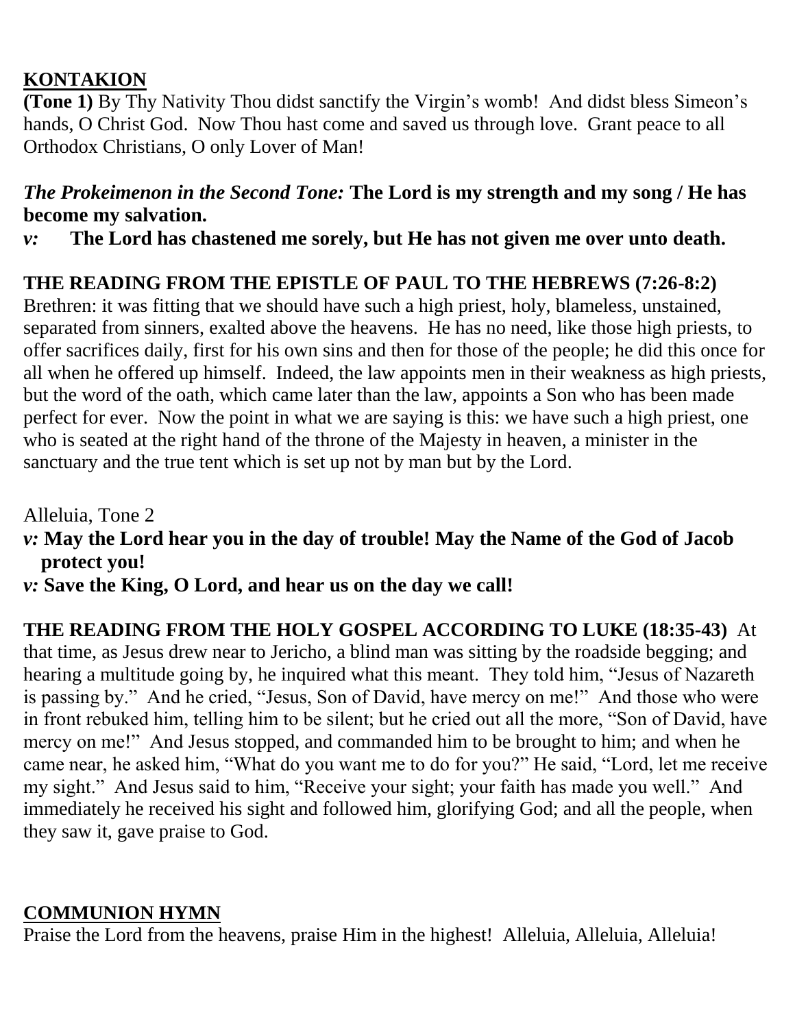## KONTAKION

**(Tone 1)** By Thy Nativity Thou didst sanctify the Virgin's womb! And didst bless Simeon's hands, O Christ God. Now Thou hast come and saved us through love. Grant peace to all Orthodox Christians, O only Lover of Man!

***The Prokeimenon in the Second Tone:*** **The Lord is my strength and my song / He has become my salvation.**

*v:* **The Lord has chastened me sorely, but He has not given me over unto death.**

**THE READING FROM THE EPISTLE OF PAUL TO THE HEBREWS (7:26-8:2)**

Brethren: it was fitting that we should have such a high priest, holy, blameless, unstained, separated from sinners, exalted above the heavens. He has no need, like those high priests, to offer sacrifices daily, first for his own sins and then for those of the people; he did this once for all when he offered up himself. Indeed, the law appoints men in their weakness as high priests, but the word of the oath, which came later than the law, appoints a Son who has been made perfect for ever. Now the point in what we are saying is this: we have such a high priest, one who is seated at the right hand of the throne of the Majesty in heaven, a minister in the sanctuary and the true tent which is set up not by man but by the Lord.

Alleluia, Tone 2

*v:* **May the Lord hear you in the day of trouble! May the Name of the God of Jacob protect you!**

*v:* **Save the King, O Lord, and hear us on the day we call!**

**THE READING FROM THE HOLY GOSPEL ACCORDING TO LUKE (18:35-43)** At that time, as Jesus drew near to Jericho, a blind man was sitting by the roadside begging; and hearing a multitude going by, he inquired what this meant. They told him, "Jesus of Nazareth is passing by." And he cried, "Jesus, Son of David, have mercy on me!" And those who were in front rebuked him, telling him to be silent; but he cried out all the more, "Son of David, have mercy on me!" And Jesus stopped, and commanded him to be brought to him; and when he came near, he asked him, "What do you want me to do for you?" He said, "Lord, let me receive my sight." And Jesus said to him, "Receive your sight; your faith has made you well." And immediately he received his sight and followed him, glorifying God; and all the people, when they saw it, gave praise to God.

## COMMUNION HYMN

Praise the Lord from the heavens, praise Him in the highest! Alleluia, Alleluia, Alleluia!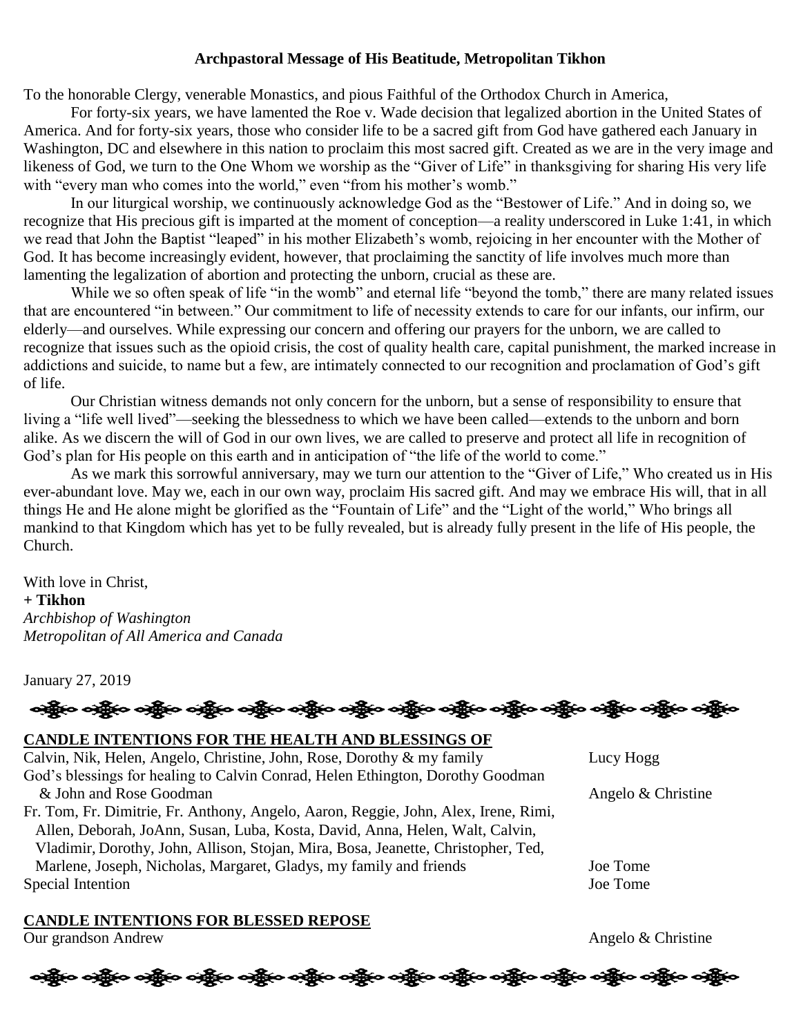**Archpastoral Message of His Beatitude, Metropolitan Tikhon**

To the honorable Clergy, venerable Monastics, and pious Faithful of the Orthodox Church in America,

For forty-six years, we have lamented the Roe v. Wade decision that legalized abortion in the United States of America. And for forty-six years, those who consider life to be a sacred gift from God have gathered each January in Washington, DC and elsewhere in this nation to proclaim this most sacred gift. Created as we are in the very image and likeness of God, we turn to the One Whom we worship as the "Giver of Life" in thanksgiving for sharing His very life with "every man who comes into the world," even "from his mother's womb."

In our liturgical worship, we continuously acknowledge God as the "Bestower of Life." And in doing so, we recognize that His precious gift is imparted at the moment of conception—a reality underscored in Luke 1:41, in which we read that John the Baptist "leaped" in his mother Elizabeth's womb, rejoicing in her encounter with the Mother of God. It has become increasingly evident, however, that proclaiming the sanctity of life involves much more than lamenting the legalization of abortion and protecting the unborn, crucial as these are.

While we so often speak of life "in the womb" and eternal life "beyond the tomb," there are many related issues that are encountered "in between." Our commitment to life of necessity extends to care for our infants, our infirm, our elderly—and ourselves. While expressing our concern and offering our prayers for the unborn, we are called to recognize that issues such as the opioid crisis, the cost of quality health care, capital punishment, the marked increase in addictions and suicide, to name but a few, are intimately connected to our recognition and proclamation of God's gift of life.

Our Christian witness demands not only concern for the unborn, but a sense of responsibility to ensure that living a "life well lived"—seeking the blessedness to which we have been called—extends to the unborn and born alike. As we discern the will of God in our own lives, we are called to preserve and protect all life in recognition of God's plan for His people on this earth and in anticipation of "the life of the world to come."

As we mark this sorrowful anniversary, may we turn our attention to the "Giver of Life," Who created us in His ever-abundant love. May we, each in our own way, proclaim His sacred gift. And may we embrace His will, that in all things He and He alone might be glorified as the "Fountain of Life" and the "Light of the world," Who brings all mankind to that Kingdom which has yet to be fully revealed, but is already fully present in the life of His people, the Church.

With love in Christ,
**+ Tikhon**
*Archbishop of Washington*
*Metropolitan of All America and Canada*

January 27, 2019

**CANDLE INTENTIONS FOR THE HEALTH AND BLESSINGS OF**

| Intention | Offered by |
|---|---|
| Calvin, Nik, Helen, Angelo, Christine, John, Rose, Dorothy & my family | Lucy Hogg |
| God's blessings for healing to Calvin Conrad, Helen Ethington, Dorothy Goodman & John and Rose Goodman | Angelo & Christine |
| Fr. Tom, Fr. Dimitrie, Fr. Anthony, Angelo, Aaron, Reggie, John, Alex, Irene, Rimi, Allen, Deborah, JoAnn, Susan, Luba, Kosta, David, Anna, Helen, Walt, Calvin, Vladimir, Dorothy, John, Allison, Stojan, Mira, Bosa, Jeanette, Christopher, Ted, Marlene, Joseph, Nicholas, Margaret, Gladys, my family and friends | Joe Tome |
| Special Intention | Joe Tome |

**CANDLE INTENTIONS FOR BLESSED REPOSE**

| Intention | Offered by |
|---|---|
| Our grandson Andrew | Angelo & Christine |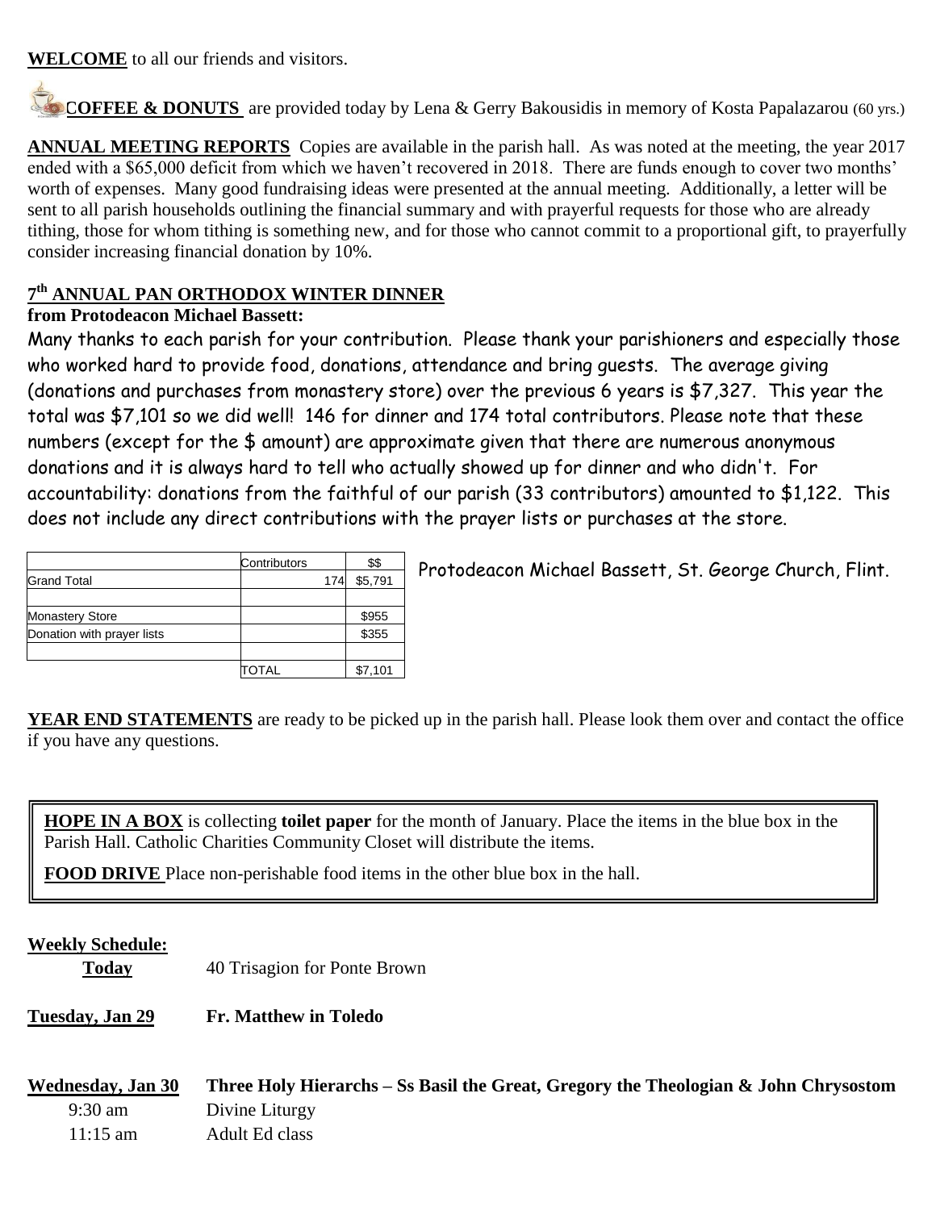**WELCOME** to all our friends and visitors.

**COFFEE & DONUTS** are provided today by Lena & Gerry Bakousidis in memory of Kosta Papalazarou (60 yrs.)

**ANNUAL MEETING REPORTS** Copies are available in the parish hall. As was noted at the meeting, the year 2017 ended with a $65,000 deficit from which we haven't recovered in 2018. There are funds enough to cover two months' worth of expenses. Many good fundraising ideas were presented at the annual meeting. Additionally, a letter will be sent to all parish households outlining the financial summary and with prayerful requests for those who are already tithing, those for whom tithing is something new, and for those who cannot commit to a proportional gift, to prayerfully consider increasing financial donation by 10%.

**7th ANNUAL PAN ORTHODOX WINTER DINNER**

**from Protodeacon Michael Bassett:**

Many thanks to each parish for your contribution. Please thank your parishioners and especially those who worked hard to provide food, donations, attendance and bring guests. The average giving (donations and purchases from monastery store) over the previous 6 years is $7,327. This year the total was $7,101 so we did well! 146 for dinner and 174 total contributors. Please note that these numbers (except for the $ amount) are approximate given that there are numerous anonymous donations and it is always hard to tell who actually showed up for dinner and who didn't. For accountability: donations from the faithful of our parish (33 contributors) amounted to $1,122. This does not include any direct contributions with the prayer lists or purchases at the store.

| | Contributors | $$ |
|---|---|---|
| Grand Total | 174 | $5,791 |
| | | |
| Monastery Store | | $955 |
| Donation with prayer lists | | $355 |
| | | |
| | TOTAL | $7,101 |

Protodeacon Michael Bassett, St. George Church, Flint.

**YEAR END STATEMENTS** are ready to be picked up in the parish hall. Please look them over and contact the office if you have any questions.

**HOPE IN A BOX** is collecting **toilet paper** for the month of January. Place the items in the blue box in the Parish Hall. Catholic Charities Community Closet will distribute the items.

**FOOD DRIVE** Place non-perishable food items in the other blue box in the hall.

**Weekly Schedule:**

**Today** 40 Trisagion for Ponte Brown

**Tuesday, Jan 29** **Fr. Matthew in Toledo**

**Wednesday, Jan 30** **Three Holy Hierarchs – Ss Basil the Great, Gregory the Theologian & John Chrysostom**

9:30 am Divine Liturgy

11:15 am Adult Ed class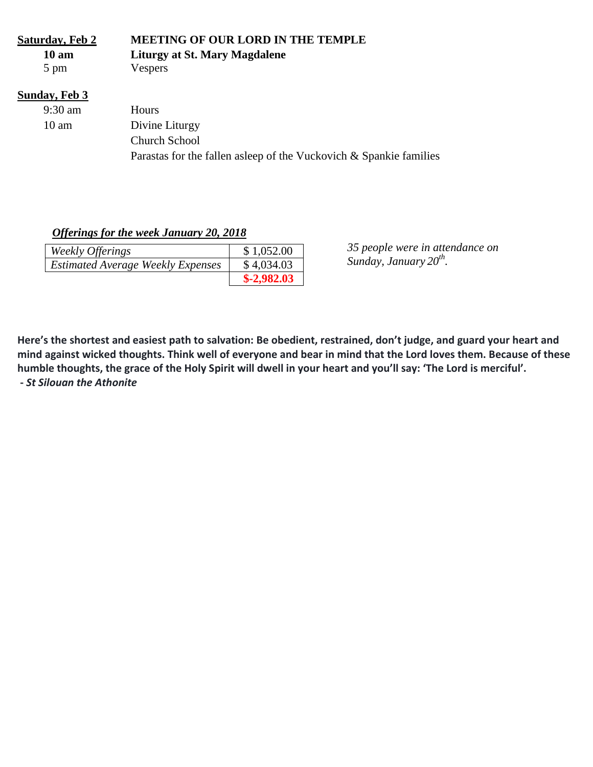**Saturday, Feb 2** **MEETING OF OUR LORD IN THE TEMPLE**

**10 am** **Liturgy at St. Mary Magdalene**

5 pm Vespers

**Sunday, Feb 3**

9:30 am Hours

10 am Divine Liturgy

Church School

Parastas for the fallen asleep of the Vuckovich & Spankie families

***Offerings for the week January 20, 2018***

| | |
|---|---|
| *Weekly Offerings* | $ 1,052.00 |
| *Estimated Average Weekly Expenses* | $ 4,034.03 |
| | **$-2,982.03** |

*35 people were in attendance on Sunday, January 20th.*

**Here's the shortest and easiest path to salvation: Be obedient, restrained, don't judge, and guard your heart and mind against wicked thoughts. Think well of everyone and bear in mind that the Lord loves them. Because of these humble thoughts, the grace of the Holy Spirit will dwell in your heart and you'll say: 'The Lord is merciful'.**

**- *St Silouan the Athonite***